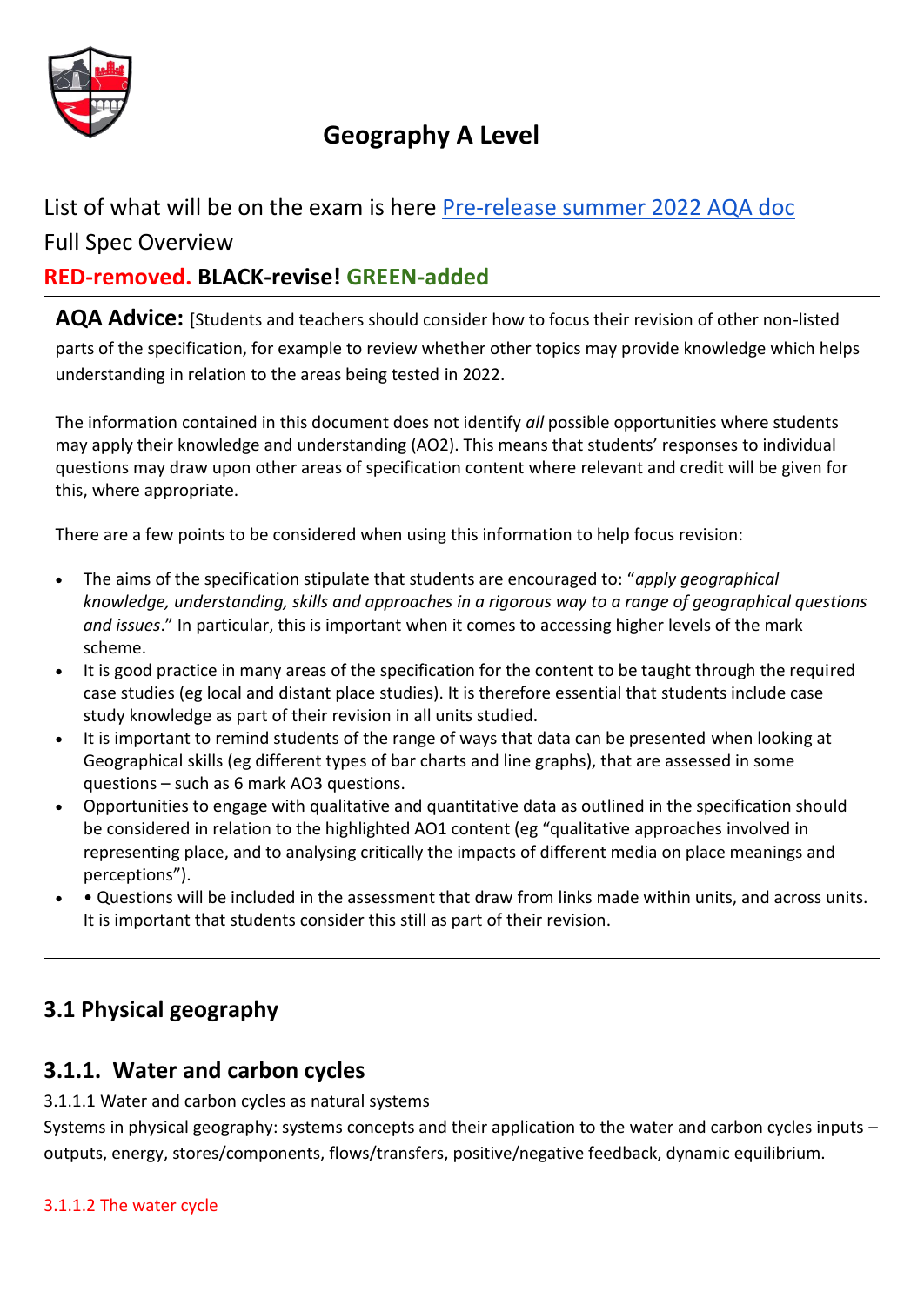# Geography A Level

List of what will be on the exam is here [Pre-release summer 2022 AQA doc]

Full Spec Overview

**RED-removed. BLACK-revise! GREEN-added**

> **AQA Advice:** [Students and teachers should consider how to focus their revision of other non-listed parts of the specification, for example to review whether other topics may provide knowledge which helps understanding in relation to the areas being tested in 2022.
>
> The information contained in this document does not identify *all* possible opportunities where students may apply their knowledge and understanding (AO2). This means that students' responses to individual questions may draw upon other areas of specification content where relevant and credit will be given for this, where appropriate.
>
> There are a few points to be considered when using this information to help focus revision:
>
> - The aims of the specification stipulate that students are encouraged to: "*apply geographical knowledge, understanding, skills and approaches in a rigorous way to a range of geographical questions and issues*." In particular, this is important when it comes to accessing higher levels of the mark scheme.
> - It is good practice in many areas of the specification for the content to be taught through the required case studies (eg local and distant place studies). It is therefore essential that students include case study knowledge as part of their revision in all units studied.
> - It is important to remind students of the range of ways that data can be presented when looking at Geographical skills (eg different types of bar charts and line graphs), that are assessed in some questions – such as 6 mark AO3 questions.
> - Opportunities to engage with qualitative and quantitative data as outlined in the specification should be considered in relation to the highlighted AO1 content (eg "qualitative approaches involved in representing place, and to analysing critically the impacts of different media on place meanings and perceptions").
> - • Questions will be included in the assessment that draw from links made within units, and across units. It is important that students consider this still as part of their revision.

## 3.1 Physical geography

### 3.1.1. Water and carbon cycles

3.1.1.1 Water and carbon cycles as natural systems

Systems in physical geography: systems concepts and their application to the water and carbon cycles inputs – outputs, energy, stores/components, flows/transfers, positive/negative feedback, dynamic equilibrium.

3.1.1.2 The water cycle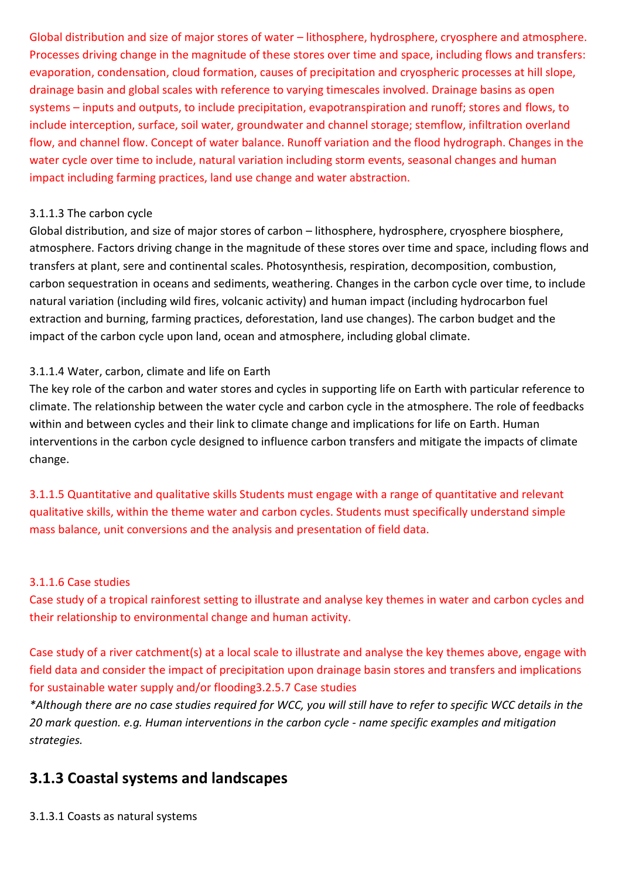Global distribution and size of major stores of water – lithosphere, hydrosphere, cryosphere and atmosphere. Processes driving change in the magnitude of these stores over time and space, including flows and transfers: evaporation, condensation, cloud formation, causes of precipitation and cryospheric processes at hill slope, drainage basin and global scales with reference to varying timescales involved. Drainage basins as open systems – inputs and outputs, to include precipitation, evapotranspiration and runoff; stores and flows, to include interception, surface, soil water, groundwater and channel storage; stemflow, infiltration overland flow, and channel flow. Concept of water balance. Runoff variation and the flood hydrograph. Changes in the water cycle over time to include, natural variation including storm events, seasonal changes and human impact including farming practices, land use change and water abstraction.

3.1.1.3 The carbon cycle

Global distribution, and size of major stores of carbon – lithosphere, hydrosphere, cryosphere biosphere, atmosphere. Factors driving change in the magnitude of these stores over time and space, including flows and transfers at plant, sere and continental scales. Photosynthesis, respiration, decomposition, combustion, carbon sequestration in oceans and sediments, weathering. Changes in the carbon cycle over time, to include natural variation (including wild fires, volcanic activity) and human impact (including hydrocarbon fuel extraction and burning, farming practices, deforestation, land use changes). The carbon budget and the impact of the carbon cycle upon land, ocean and atmosphere, including global climate.

3.1.1.4 Water, carbon, climate and life on Earth

The key role of the carbon and water stores and cycles in supporting life on Earth with particular reference to climate. The relationship between the water cycle and carbon cycle in the atmosphere. The role of feedbacks within and between cycles and their link to climate change and implications for life on Earth. Human interventions in the carbon cycle designed to influence carbon transfers and mitigate the impacts of climate change.

3.1.1.5 Quantitative and qualitative skills Students must engage with a range of quantitative and relevant qualitative skills, within the theme water and carbon cycles. Students must specifically understand simple mass balance, unit conversions and the analysis and presentation of field data.

3.1.1.6 Case studies

Case study of a tropical rainforest setting to illustrate and analyse key themes in water and carbon cycles and their relationship to environmental change and human activity.

Case study of a river catchment(s) at a local scale to illustrate and analyse the key themes above, engage with field data and consider the impact of precipitation upon drainage basin stores and transfers and implications for sustainable water supply and/or flooding3.2.5.7 Case studies

*Although there are no case studies required for WCC, you will still have to refer to specific WCC details in the 20 mark question. e.g. Human interventions in the carbon cycle - name specific examples and mitigation strategies.*

## 3.1.3 Coastal systems and landscapes

3.1.3.1 Coasts as natural systems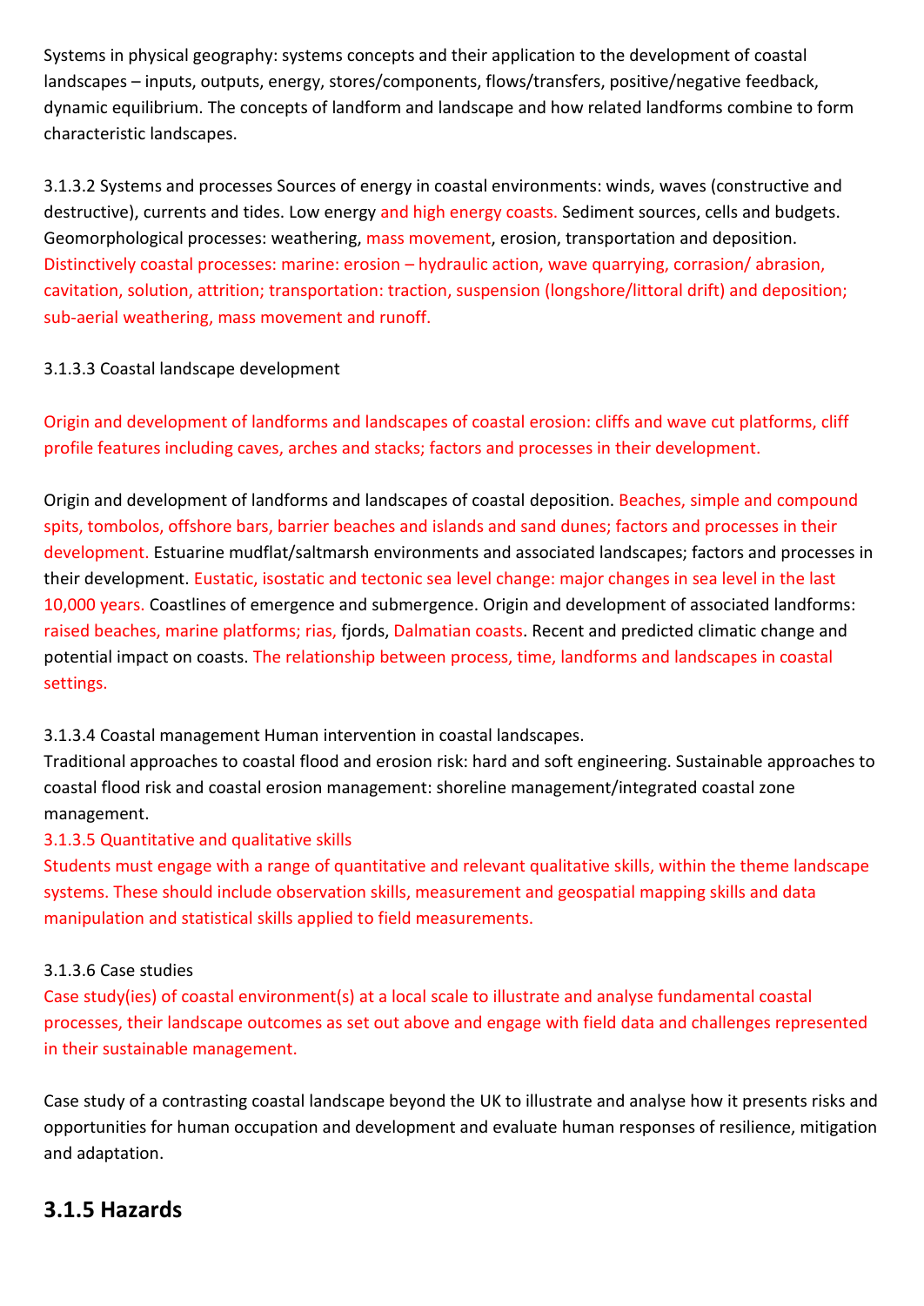Systems in physical geography: systems concepts and their application to the development of coastal landscapes – inputs, outputs, energy, stores/components, flows/transfers, positive/negative feedback, dynamic equilibrium. The concepts of landform and landscape and how related landforms combine to form characteristic landscapes.

3.1.3.2 Systems and processes Sources of energy in coastal environments: winds, waves (constructive and destructive), currents and tides. Low energy and high energy coasts. Sediment sources, cells and budgets. Geomorphological processes: weathering, mass movement, erosion, transportation and deposition. Distinctively coastal processes: marine: erosion – hydraulic action, wave quarrying, corrasion/ abrasion, cavitation, solution, attrition; transportation: traction, suspension (longshore/littoral drift) and deposition; sub-aerial weathering, mass movement and runoff.

3.1.3.3 Coastal landscape development

Origin and development of landforms and landscapes of coastal erosion: cliffs and wave cut platforms, cliff profile features including caves, arches and stacks; factors and processes in their development.

Origin and development of landforms and landscapes of coastal deposition. Beaches, simple and compound spits, tombolos, offshore bars, barrier beaches and islands and sand dunes; factors and processes in their development. Estuarine mudflat/saltmarsh environments and associated landscapes; factors and processes in their development. Eustatic, isostatic and tectonic sea level change: major changes in sea level in the last 10,000 years. Coastlines of emergence and submergence. Origin and development of associated landforms: raised beaches, marine platforms; rias, fjords, Dalmatian coasts. Recent and predicted climatic change and potential impact on coasts. The relationship between process, time, landforms and landscapes in coastal settings.

3.1.3.4 Coastal management Human intervention in coastal landscapes.
Traditional approaches to coastal flood and erosion risk: hard and soft engineering. Sustainable approaches to coastal flood risk and coastal erosion management: shoreline management/integrated coastal zone management.

3.1.3.5 Quantitative and qualitative skills
Students must engage with a range of quantitative and relevant qualitative skills, within the theme landscape systems. These should include observation skills, measurement and geospatial mapping skills and data manipulation and statistical skills applied to field measurements.

3.1.3.6 Case studies
Case study(ies) of coastal environment(s) at a local scale to illustrate and analyse fundamental coastal processes, their landscape outcomes as set out above and engage with field data and challenges represented in their sustainable management.

Case study of a contrasting coastal landscape beyond the UK to illustrate and analyse how it presents risks and opportunities for human occupation and development and evaluate human responses of resilience, mitigation and adaptation.

## 3.1.5 Hazards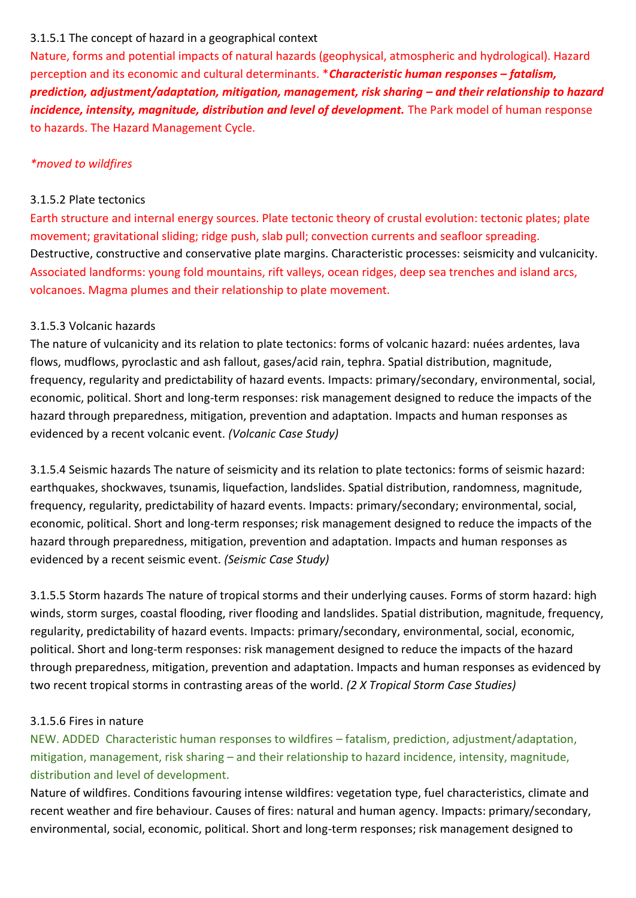3.1.5.1 The concept of hazard in a geographical context

Nature, forms and potential impacts of natural hazards (geophysical, atmospheric and hydrological). Hazard perception and its economic and cultural determinants. ****Characteristic human responses – fatalism, prediction, adjustment/adaptation, mitigation, management, risk sharing – and their relationship to hazard incidence, intensity, magnitude, distribution and level of development.*** The Park model of human response to hazards. The Hazard Management Cycle.

**moved to wildfires*

3.1.5.2 Plate tectonics

Earth structure and internal energy sources. Plate tectonic theory of crustal evolution: tectonic plates; plate movement; gravitational sliding; ridge push, slab pull; convection currents and seafloor spreading. Destructive, constructive and conservative plate margins. Characteristic processes: seismicity and vulcanicity. Associated landforms: young fold mountains, rift valleys, ocean ridges, deep sea trenches and island arcs, volcanoes. Magma plumes and their relationship to plate movement.

3.1.5.3 Volcanic hazards

The nature of vulcanicity and its relation to plate tectonics: forms of volcanic hazard: nuées ardentes, lava flows, mudflows, pyroclastic and ash fallout, gases/acid rain, tephra. Spatial distribution, magnitude, frequency, regularity and predictability of hazard events. Impacts: primary/secondary, environmental, social, economic, political. Short and long-term responses: risk management designed to reduce the impacts of the hazard through preparedness, mitigation, prevention and adaptation. Impacts and human responses as evidenced by a recent volcanic event. *(Volcanic Case Study)*

3.1.5.4 Seismic hazards The nature of seismicity and its relation to plate tectonics: forms of seismic hazard: earthquakes, shockwaves, tsunamis, liquefaction, landslides. Spatial distribution, randomness, magnitude, frequency, regularity, predictability of hazard events. Impacts: primary/secondary; environmental, social, economic, political. Short and long-term responses; risk management designed to reduce the impacts of the hazard through preparedness, mitigation, prevention and adaptation. Impacts and human responses as evidenced by a recent seismic event. *(Seismic Case Study)*

3.1.5.5 Storm hazards The nature of tropical storms and their underlying causes. Forms of storm hazard: high winds, storm surges, coastal flooding, river flooding and landslides. Spatial distribution, magnitude, frequency, regularity, predictability of hazard events. Impacts: primary/secondary, environmental, social, economic, political. Short and long-term responses: risk management designed to reduce the impacts of the hazard through preparedness, mitigation, prevention and adaptation. Impacts and human responses as evidenced by two recent tropical storms in contrasting areas of the world. *(2 X Tropical Storm Case Studies)*

3.1.5.6 Fires in nature

NEW. ADDED Characteristic human responses to wildfires – fatalism, prediction, adjustment/adaptation, mitigation, management, risk sharing – and their relationship to hazard incidence, intensity, magnitude, distribution and level of development.

Nature of wildfires. Conditions favouring intense wildfires: vegetation type, fuel characteristics, climate and recent weather and fire behaviour. Causes of fires: natural and human agency. Impacts: primary/secondary, environmental, social, economic, political. Short and long-term responses; risk management designed to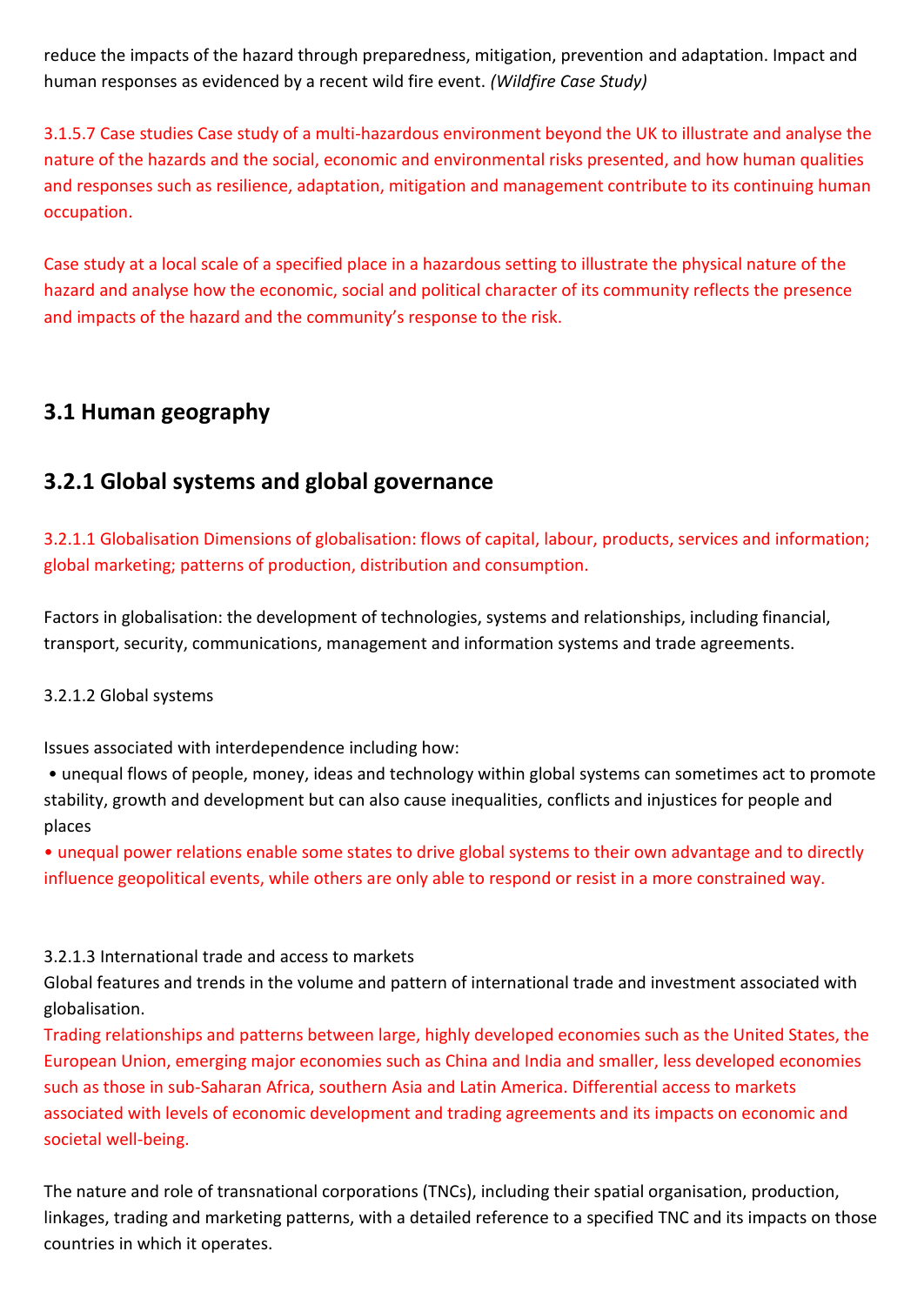reduce the impacts of the hazard through preparedness, mitigation, prevention and adaptation. Impact and human responses as evidenced by a recent wild fire event. *(Wildfire Case Study)*

3.1.5.7 Case studies Case study of a multi-hazardous environment beyond the UK to illustrate and analyse the nature of the hazards and the social, economic and environmental risks presented, and how human qualities and responses such as resilience, adaptation, mitigation and management contribute to its continuing human occupation.

Case study at a local scale of a specified place in a hazardous setting to illustrate the physical nature of the hazard and analyse how the economic, social and political character of its community reflects the presence and impacts of the hazard and the community's response to the risk.

## 3.1 Human geography

## 3.2.1 Global systems and global governance

3.2.1.1 Globalisation Dimensions of globalisation: flows of capital, labour, products, services and information; global marketing; patterns of production, distribution and consumption.

Factors in globalisation: the development of technologies, systems and relationships, including financial, transport, security, communications, management and information systems and trade agreements.

3.2.1.2 Global systems

Issues associated with interdependence including how:

- unequal flows of people, money, ideas and technology within global systems can sometimes act to promote stability, growth and development but can also cause inequalities, conflicts and injustices for people and places
- unequal power relations enable some states to drive global systems to their own advantage and to directly influence geopolitical events, while others are only able to respond or resist in a more constrained way.

3.2.1.3 International trade and access to markets

Global features and trends in the volume and pattern of international trade and investment associated with globalisation.

Trading relationships and patterns between large, highly developed economies such as the United States, the European Union, emerging major economies such as China and India and smaller, less developed economies such as those in sub-Saharan Africa, southern Asia and Latin America. Differential access to markets associated with levels of economic development and trading agreements and its impacts on economic and societal well-being.

The nature and role of transnational corporations (TNCs), including their spatial organisation, production, linkages, trading and marketing patterns, with a detailed reference to a specified TNC and its impacts on those countries in which it operates.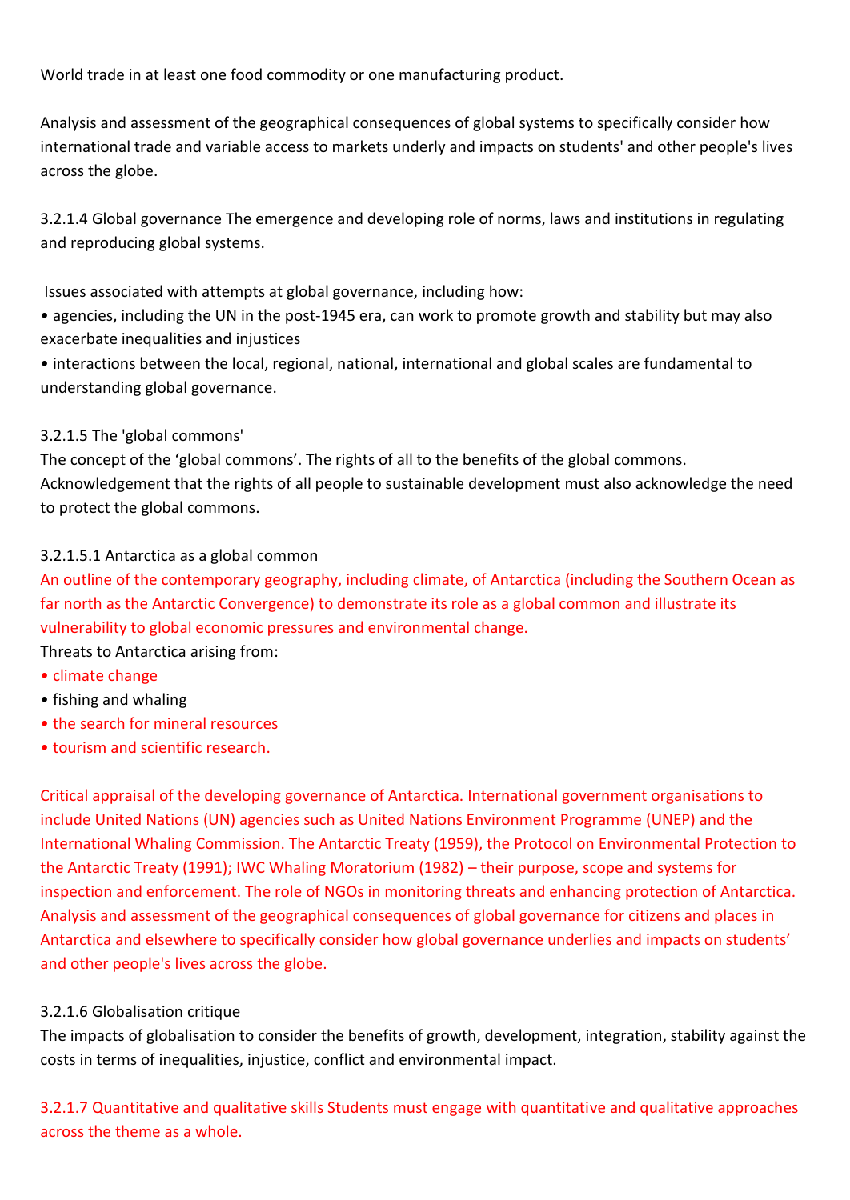World trade in at least one food commodity or one manufacturing product.

Analysis and assessment of the geographical consequences of global systems to specifically consider how international trade and variable access to markets underly and impacts on students' and other people's lives across the globe.

3.2.1.4 Global governance The emergence and developing role of norms, laws and institutions in regulating and reproducing global systems.

Issues associated with attempts at global governance, including how:

- agencies, including the UN in the post-1945 era, can work to promote growth and stability but may also exacerbate inequalities and injustices
- interactions between the local, regional, national, international and global scales are fundamental to understanding global governance.

3.2.1.5 The 'global commons'
The concept of the 'global commons'. The rights of all to the benefits of the global commons. Acknowledgement that the rights of all people to sustainable development must also acknowledge the need to protect the global commons.

3.2.1.5.1 Antarctica as a global common
An outline of the contemporary geography, including climate, of Antarctica (including the Southern Ocean as far north as the Antarctic Convergence) to demonstrate its role as a global common and illustrate its vulnerability to global economic pressures and environmental change.
Threats to Antarctica arising from:

- climate change
- fishing and whaling
- the search for mineral resources
- tourism and scientific research.

Critical appraisal of the developing governance of Antarctica. International government organisations to include United Nations (UN) agencies such as United Nations Environment Programme (UNEP) and the International Whaling Commission. The Antarctic Treaty (1959), the Protocol on Environmental Protection to the Antarctic Treaty (1991); IWC Whaling Moratorium (1982) – their purpose, scope and systems for inspection and enforcement. The role of NGOs in monitoring threats and enhancing protection of Antarctica. Analysis and assessment of the geographical consequences of global governance for citizens and places in Antarctica and elsewhere to specifically consider how global governance underlies and impacts on students' and other people's lives across the globe.

3.2.1.6 Globalisation critique
The impacts of globalisation to consider the benefits of growth, development, integration, stability against the costs in terms of inequalities, injustice, conflict and environmental impact.

3.2.1.7 Quantitative and qualitative skills Students must engage with quantitative and qualitative approaches across the theme as a whole.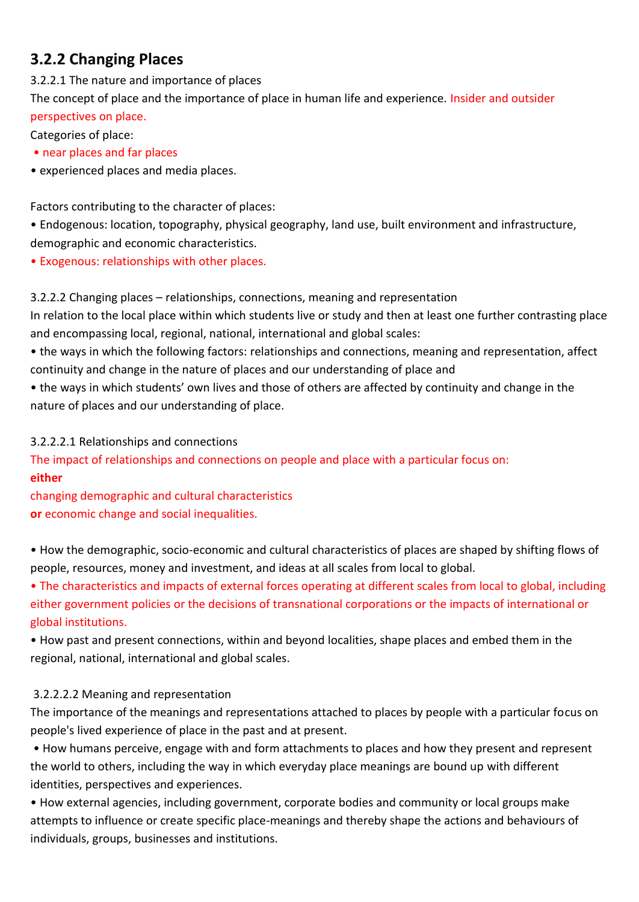## 3.2.2 Changing Places

3.2.2.1 The nature and importance of places

The concept of place and the importance of place in human life and experience. Insider and outsider perspectives on place.

Categories of place:

- near places and far places
- experienced places and media places.

Factors contributing to the character of places:

- Endogenous: location, topography, physical geography, land use, built environment and infrastructure, demographic and economic characteristics.
- Exogenous: relationships with other places.

3.2.2.2 Changing places – relationships, connections, meaning and representation

In relation to the local place within which students live or study and then at least one further contrasting place and encompassing local, regional, national, international and global scales:

- the ways in which the following factors: relationships and connections, meaning and representation, affect continuity and change in the nature of places and our understanding of place and
- the ways in which students' own lives and those of others are affected by continuity and change in the nature of places and our understanding of place.

3.2.2.2.1 Relationships and connections

The impact of relationships and connections on people and place with a particular focus on:

**either**

changing demographic and cultural characteristics

**or** economic change and social inequalities.

- How the demographic, socio-economic and cultural characteristics of places are shaped by shifting flows of people, resources, money and investment, and ideas at all scales from local to global.
- The characteristics and impacts of external forces operating at different scales from local to global, including either government policies or the decisions of transnational corporations or the impacts of international or global institutions.
- How past and present connections, within and beyond localities, shape places and embed them in the regional, national, international and global scales.

3.2.2.2.2 Meaning and representation

The importance of the meanings and representations attached to places by people with a particular focus on people's lived experience of place in the past and at present.

- How humans perceive, engage with and form attachments to places and how they present and represent the world to others, including the way in which everyday place meanings are bound up with different identities, perspectives and experiences.
- How external agencies, including government, corporate bodies and community or local groups make attempts to influence or create specific place-meanings and thereby shape the actions and behaviours of individuals, groups, businesses and institutions.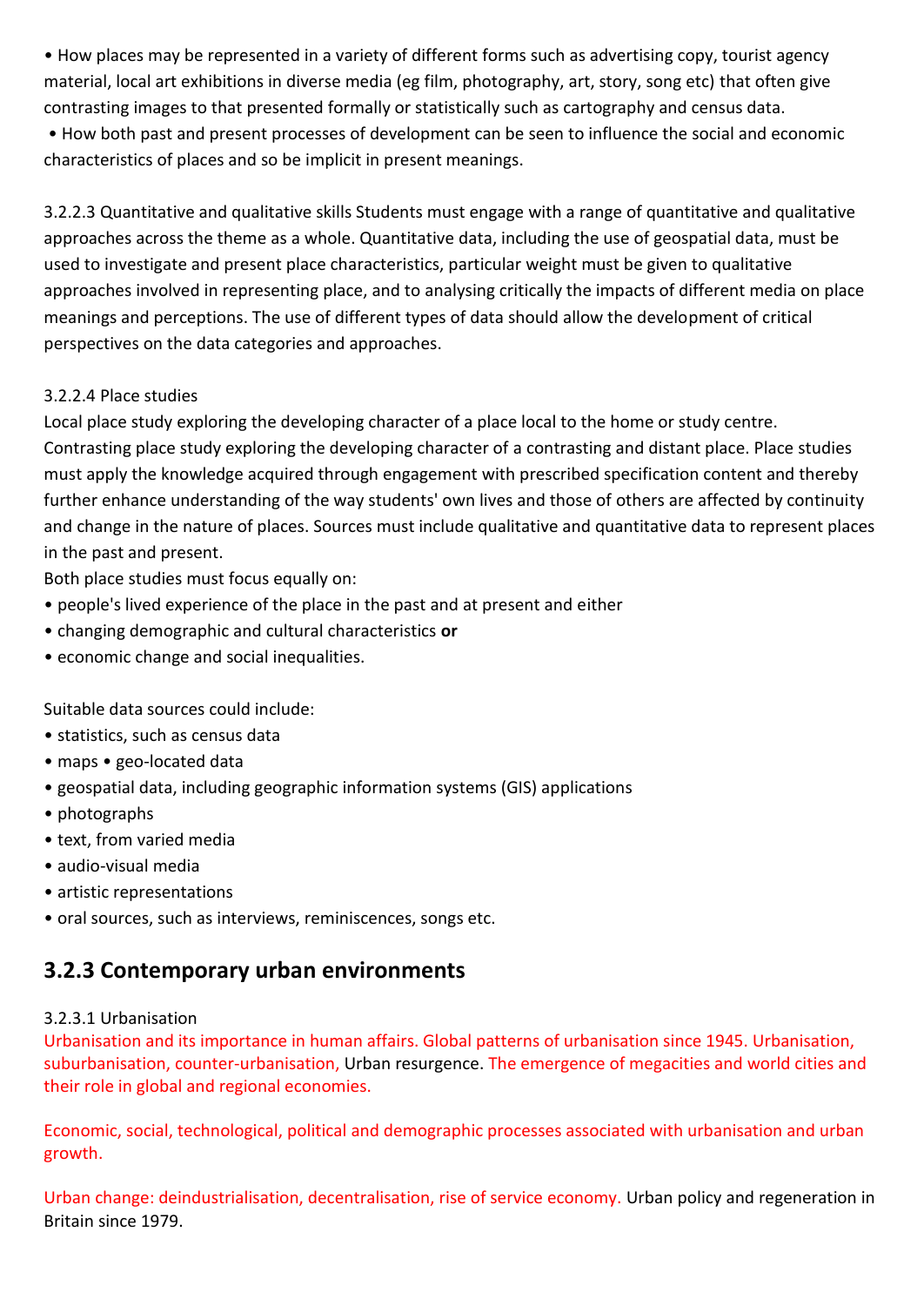• How places may be represented in a variety of different forms such as advertising copy, tourist agency material, local art exhibitions in diverse media (eg film, photography, art, story, song etc) that often give contrasting images to that presented formally or statistically such as cartography and census data.

• How both past and present processes of development can be seen to influence the social and economic characteristics of places and so be implicit in present meanings.

3.2.2.3 Quantitative and qualitative skills Students must engage with a range of quantitative and qualitative approaches across the theme as a whole. Quantitative data, including the use of geospatial data, must be used to investigate and present place characteristics, particular weight must be given to qualitative approaches involved in representing place, and to analysing critically the impacts of different media on place meanings and perceptions. The use of different types of data should allow the development of critical perspectives on the data categories and approaches.

3.2.2.4 Place studies

Local place study exploring the developing character of a place local to the home or study centre. Contrasting place study exploring the developing character of a contrasting and distant place. Place studies must apply the knowledge acquired through engagement with prescribed specification content and thereby further enhance understanding of the way students' own lives and those of others are affected by continuity and change in the nature of places. Sources must include qualitative and quantitative data to represent places in the past and present.

Both place studies must focus equally on:

• people's lived experience of the place in the past and at present and either

• changing demographic and cultural characteristics **or**

• economic change and social inequalities.

Suitable data sources could include:

• statistics, such as census data

• maps • geo-located data

• geospatial data, including geographic information systems (GIS) applications

• photographs

• text, from varied media

• audio-visual media

• artistic representations

• oral sources, such as interviews, reminiscences, songs etc.

## 3.2.3 Contemporary urban environments

3.2.3.1 Urbanisation

Urbanisation and its importance in human affairs. Global patterns of urbanisation since 1945. Urbanisation, suburbanisation, counter-urbanisation, Urban resurgence. The emergence of megacities and world cities and their role in global and regional economies.

Economic, social, technological, political and demographic processes associated with urbanisation and urban growth.

Urban change: deindustrialisation, decentralisation, rise of service economy. Urban policy and regeneration in Britain since 1979.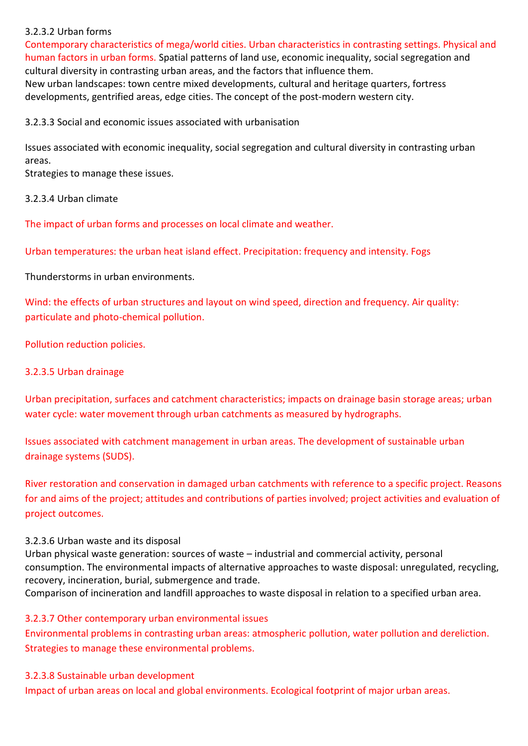3.2.3.2 Urban forms

Contemporary characteristics of mega/world cities. Urban characteristics in contrasting settings. Physical and human factors in urban forms. Spatial patterns of land use, economic inequality, social segregation and cultural diversity in contrasting urban areas, and the factors that influence them.

New urban landscapes: town centre mixed developments, cultural and heritage quarters, fortress developments, gentrified areas, edge cities. The concept of the post-modern western city.

3.2.3.3 Social and economic issues associated with urbanisation

Issues associated with economic inequality, social segregation and cultural diversity in contrasting urban areas.

Strategies to manage these issues.

3.2.3.4 Urban climate

The impact of urban forms and processes on local climate and weather.

Urban temperatures: the urban heat island effect. Precipitation: frequency and intensity. Fogs

Thunderstorms in urban environments.

Wind: the effects of urban structures and layout on wind speed, direction and frequency. Air quality: particulate and photo-chemical pollution.

Pollution reduction policies.

3.2.3.5 Urban drainage

Urban precipitation, surfaces and catchment characteristics; impacts on drainage basin storage areas; urban water cycle: water movement through urban catchments as measured by hydrographs.

Issues associated with catchment management in urban areas. The development of sustainable urban drainage systems (SUDS).

River restoration and conservation in damaged urban catchments with reference to a specific project. Reasons for and aims of the project; attitudes and contributions of parties involved; project activities and evaluation of project outcomes.

3.2.3.6 Urban waste and its disposal

Urban physical waste generation: sources of waste – industrial and commercial activity, personal consumption. The environmental impacts of alternative approaches to waste disposal: unregulated, recycling, recovery, incineration, burial, submergence and trade.

Comparison of incineration and landfill approaches to waste disposal in relation to a specified urban area.

3.2.3.7 Other contemporary urban environmental issues

Environmental problems in contrasting urban areas: atmospheric pollution, water pollution and dereliction.

Strategies to manage these environmental problems.

3.2.3.8 Sustainable urban development

Impact of urban areas on local and global environments. Ecological footprint of major urban areas.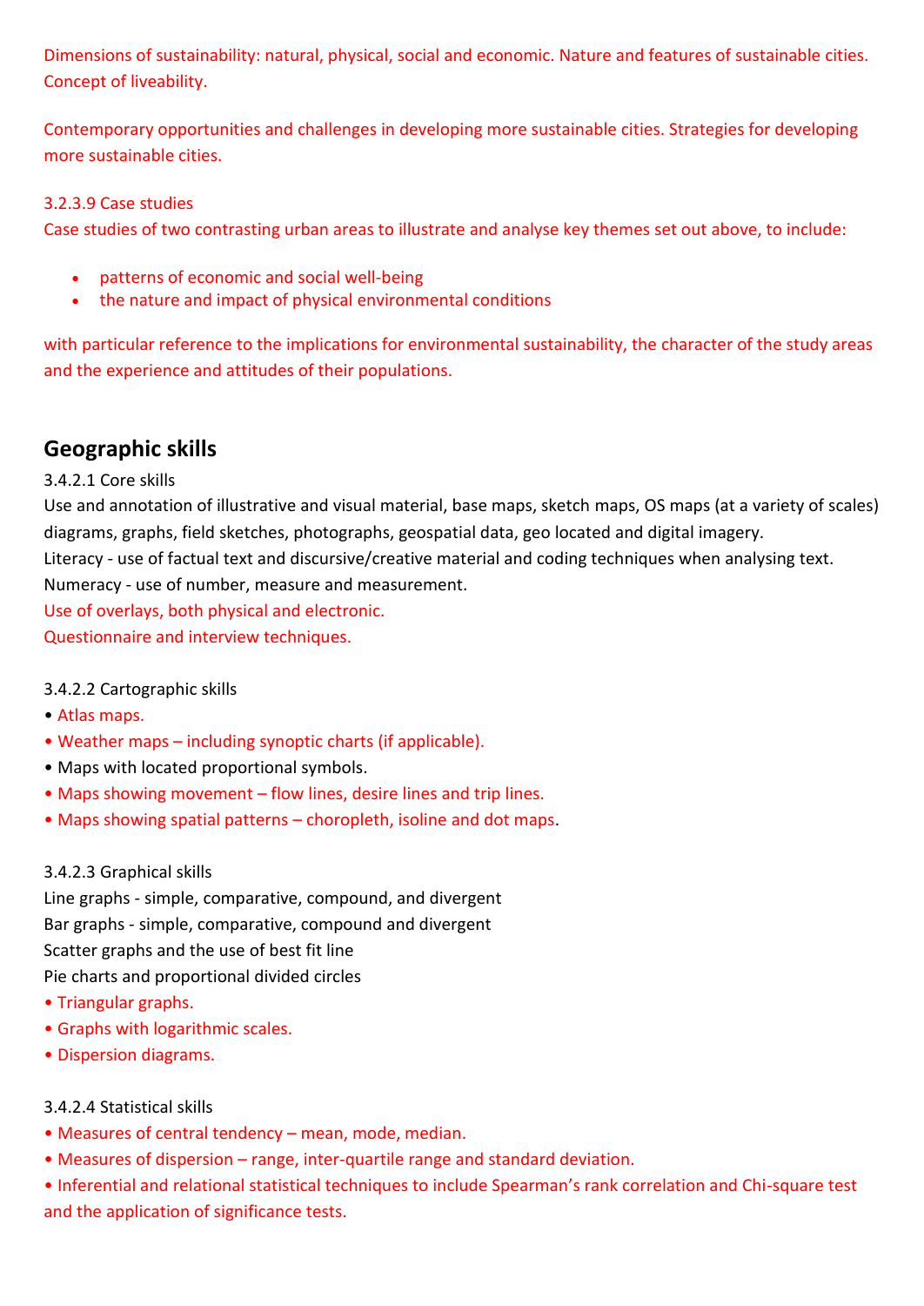Dimensions of sustainability: natural, physical, social and economic. Nature and features of sustainable cities. Concept of liveability.

Contemporary opportunities and challenges in developing more sustainable cities. Strategies for developing more sustainable cities.

3.2.3.9 Case studies

Case studies of two contrasting urban areas to illustrate and analyse key themes set out above, to include:

- patterns of economic and social well-being
- the nature and impact of physical environmental conditions

with particular reference to the implications for environmental sustainability, the character of the study areas and the experience and attitudes of their populations.

## Geographic skills

3.4.2.1 Core skills

Use and annotation of illustrative and visual material, base maps, sketch maps, OS maps (at a variety of scales) diagrams, graphs, field sketches, photographs, geospatial data, geo located and digital imagery.

Literacy - use of factual text and discursive/creative material and coding techniques when analysing text.

Numeracy - use of number, measure and measurement.

Use of overlays, both physical and electronic.

Questionnaire and interview techniques.

3.4.2.2 Cartographic skills

- Atlas maps.
- Weather maps – including synoptic charts (if applicable).
- Maps with located proportional symbols.
- Maps showing movement – flow lines, desire lines and trip lines.
- Maps showing spatial patterns – choropleth, isoline and dot maps.

3.4.2.3 Graphical skills

Line graphs - simple, comparative, compound, and divergent

Bar graphs - simple, comparative, compound and divergent

Scatter graphs and the use of best fit line

Pie charts and proportional divided circles

- Triangular graphs.
- Graphs with logarithmic scales.
- Dispersion diagrams.

3.4.2.4 Statistical skills

- Measures of central tendency – mean, mode, median.
- Measures of dispersion – range, inter-quartile range and standard deviation.
- Inferential and relational statistical techniques to include Spearman's rank correlation and Chi-square test and the application of significance tests.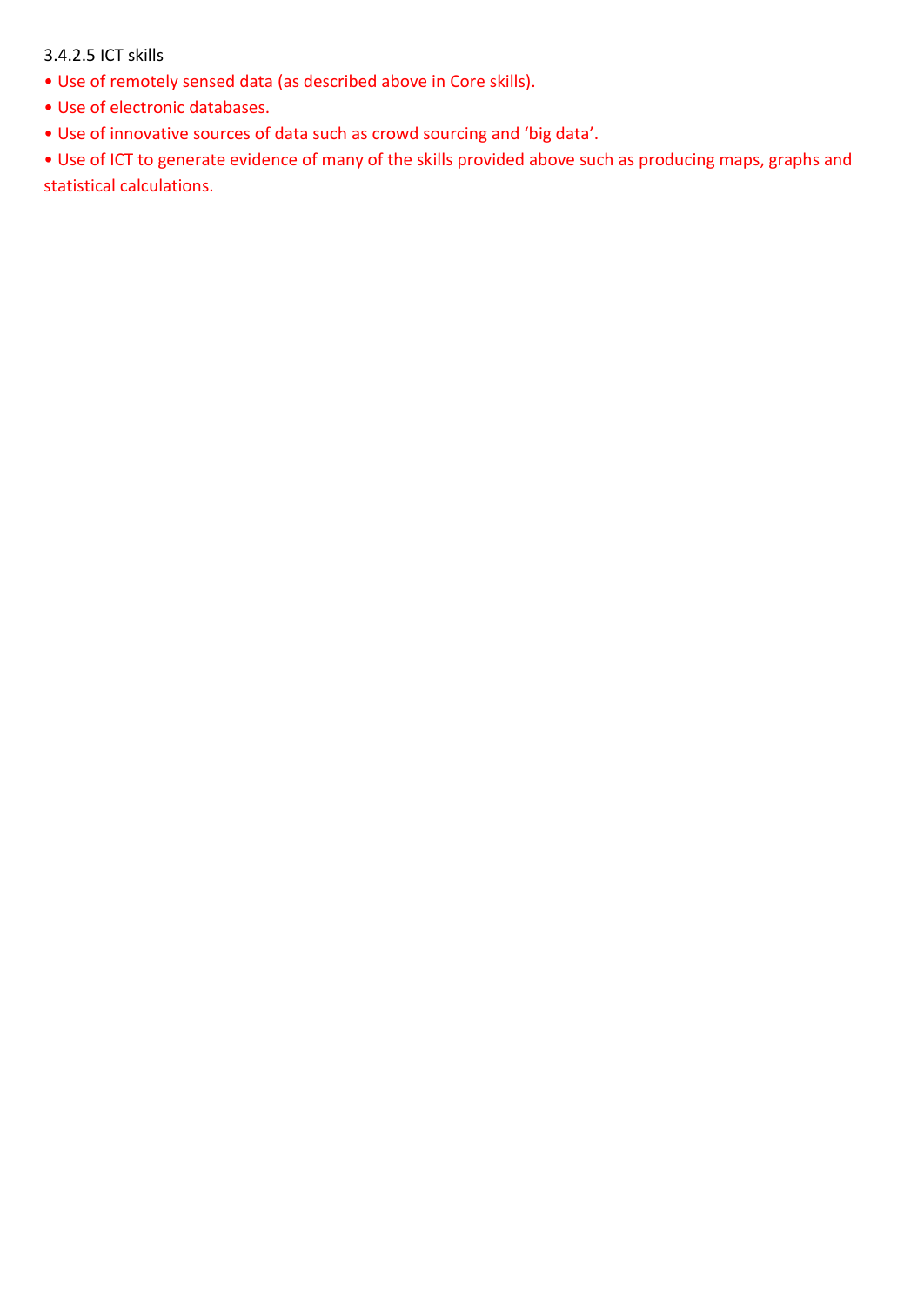3.4.2.5 ICT skills

- Use of remotely sensed data (as described above in Core skills).
- Use of electronic databases.
- Use of innovative sources of data such as crowd sourcing and 'big data'.
- Use of ICT to generate evidence of many of the skills provided above such as producing maps, graphs and statistical calculations.